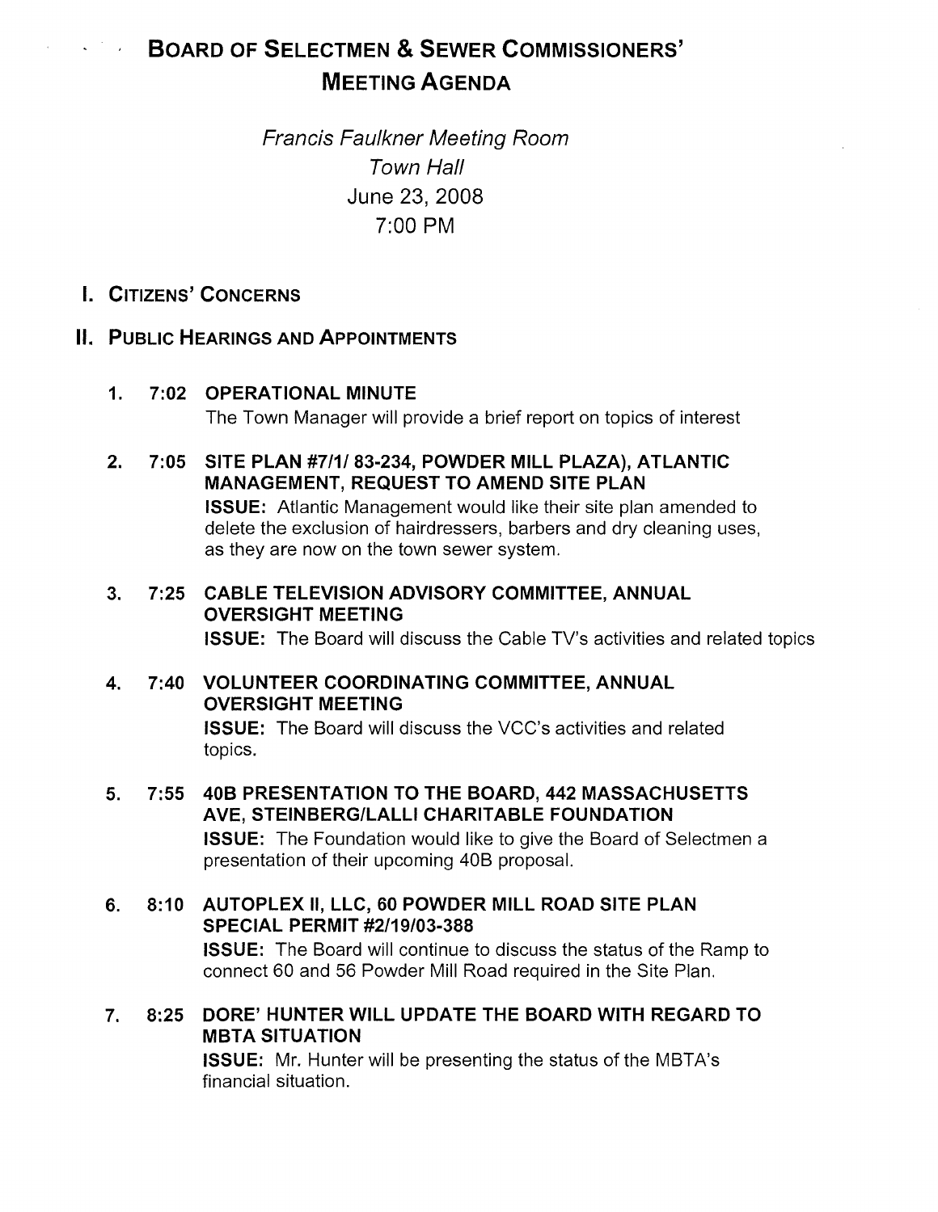# BOARD OF SELECTMEN & SEWER COMMISSIONERS' MEETING AGENDA

*Francis Faulkner Meeting Room*
*Town Hall*
June 23, 2008
7:00 PM

## I. CITIZENS' CONCERNS

## II. PUBLIC HEARINGS AND APPOINTMENTS

1. **7:02 OPERATIONAL MINUTE**
   The Town Manager will provide a brief report on topics of interest

2. **7:05 SITE PLAN #7/1/ 83-234, POWDER MILL PLAZA), ATLANTIC MANAGEMENT, REQUEST TO AMEND SITE PLAN**
   **ISSUE:** Atlantic Management would like their site plan amended to delete the exclusion of hairdressers, barbers and dry cleaning uses, as they are now on the town sewer system.

3. **7:25 CABLE TELEVISION ADVISORY COMMITTEE, ANNUAL OVERSIGHT MEETING**
   **ISSUE:** The Board will discuss the Cable TV's activities and related topics

4. **7:40 VOLUNTEER COORDINATING COMMITTEE, ANNUAL OVERSIGHT MEETING**
   **ISSUE:** The Board will discuss the VCC's activities and related topics.

5. **7:55 40B PRESENTATION TO THE BOARD, 442 MASSACHUSETTS AVE, STEINBERG/LALLI CHARITABLE FOUNDATION**
   **ISSUE:** The Foundation would like to give the Board of Selectmen a presentation of their upcoming 40B proposal.

6. **8:10 AUTOPLEX II, LLC, 60 POWDER MILL ROAD SITE PLAN SPECIAL PERMIT #2/19/03-388**
   **ISSUE:** The Board will continue to discuss the status of the Ramp to connect 60 and 56 Powder Mill Road required in the Site Plan.

7. **8:25 DORE' HUNTER WILL UPDATE THE BOARD WITH REGARD TO MBTA SITUATION**
   **ISSUE:** Mr. Hunter will be presenting the status of the MBTA's financial situation.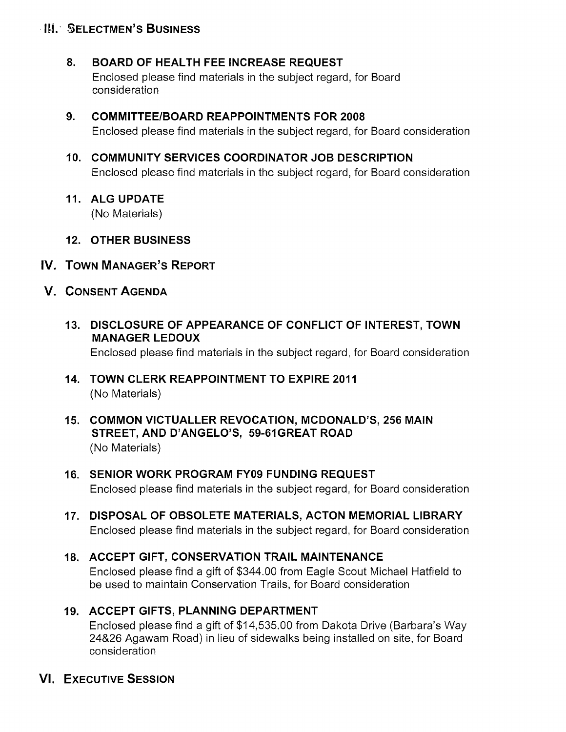## III. Selectmen's Business

### 8. BOARD OF HEALTH FEE INCREASE REQUEST

Enclosed please find materials in the subject regard, for Board consideration

### 9. COMMITTEE/BOARD REAPPOINTMENTS FOR 2008

Enclosed please find materials in the subject regard, for Board consideration

### 10. COMMUNITY SERVICES COORDINATOR JOB DESCRIPTION

Enclosed please find materials in the subject regard, for Board consideration

### 11. ALG UPDATE

(No Materials)

### 12. OTHER BUSINESS

## IV. Town Manager's Report

## V. Consent Agenda

### 13. DISCLOSURE OF APPEARANCE OF CONFLICT OF INTEREST, TOWN MANAGER LEDOUX

Enclosed please find materials in the subject regard, for Board consideration

### 14. TOWN CLERK REAPPOINTMENT TO EXPIRE 2011

(No Materials)

### 15. COMMON VICTUALLER REVOCATION, MCDONALD'S, 256 MAIN STREET, AND D'ANGELO'S, 59-61GREAT ROAD

(No Materials)

### 16. SENIOR WORK PROGRAM FY09 FUNDING REQUEST

Enclosed please find materials in the subject regard, for Board consideration

### 17. DISPOSAL OF OBSOLETE MATERIALS, ACTON MEMORIAL LIBRARY

Enclosed please find materials in the subject regard, for Board consideration

### 18. ACCEPT GIFT, CONSERVATION TRAIL MAINTENANCE

Enclosed please find a gift of $344.00 from Eagle Scout Michael Hatfield to be used to maintain Conservation Trails, for Board consideration

### 19. ACCEPT GIFTS, PLANNING DEPARTMENT

Enclosed please find a gift of $14,535.00 from Dakota Drive (Barbara's Way 24&26 Agawam Road) in lieu of sidewalks being installed on site, for Board consideration

## VI. Executive Session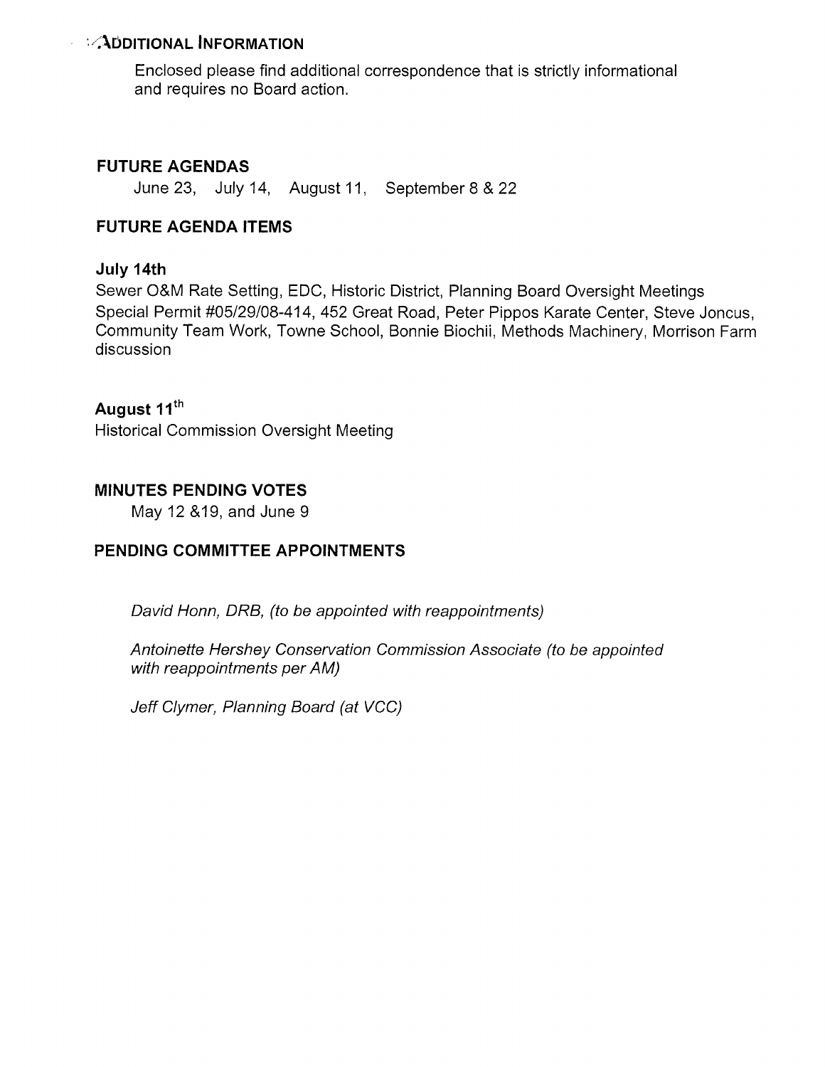## ADDITIONAL INFORMATION

Enclosed please find additional correspondence that is strictly informational and requires no Board action.

## FUTURE AGENDAS

June 23, July 14, August 11, September 8 & 22

## FUTURE AGENDA ITEMS

**July 14th**

Sewer O&M Rate Setting, EDC, Historic District, Planning Board Oversight Meetings Special Permit #05/29/08-414, 452 Great Road, Peter Pippos Karate Center, Steve Joncus, Community Team Work, Towne School, Bonnie Biochii, Methods Machinery, Morrison Farm discussion

**August 11th**

Historical Commission Oversight Meeting

## MINUTES PENDING VOTES

May 12 &19, and June 9

## PENDING COMMITTEE APPOINTMENTS

*David Honn, DRB, (to be appointed with reappointments)*

*Antoinette Hershey Conservation Commission Associate (to be appointed with reappointments per AM)*

*Jeff Clymer, Planning Board (at VCC)*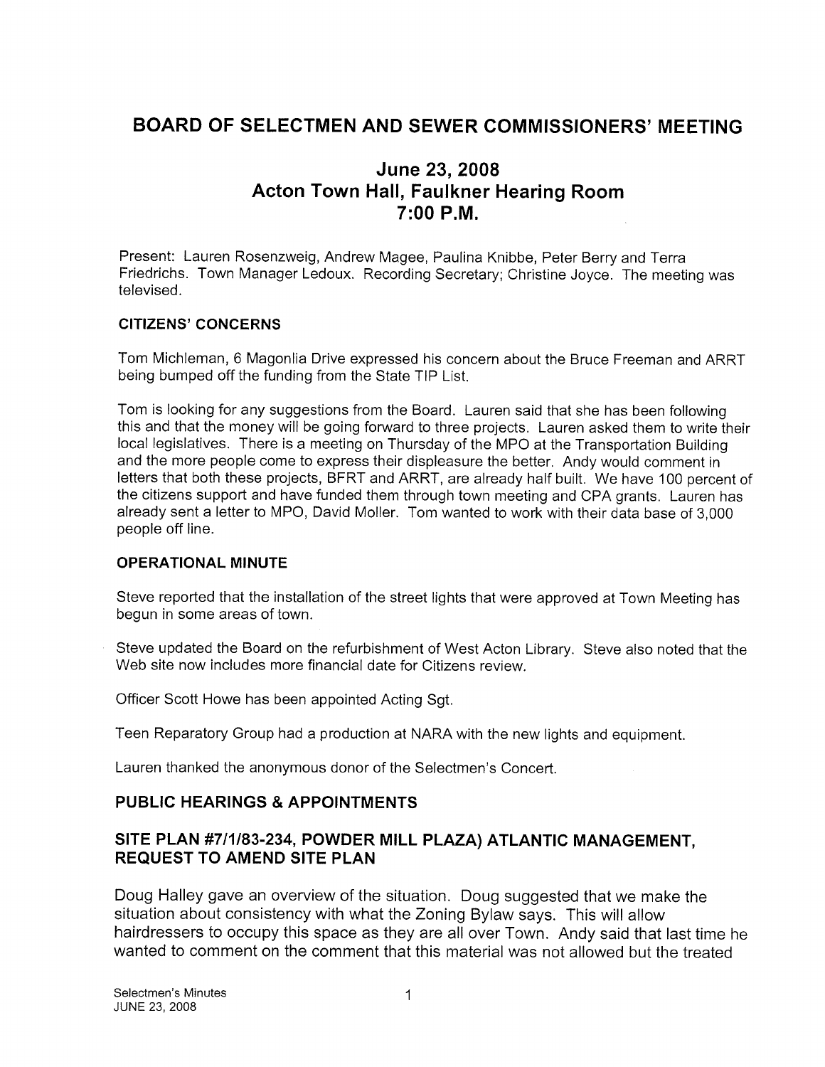# BOARD OF SELECTMEN AND SEWER COMMISSIONERS' MEETING

## June 23, 2008
## Acton Town Hall, Faulkner Hearing Room
## 7:00 P.M.

Present: Lauren Rosenzweig, Andrew Magee, Paulina Knibbe, Peter Berry and Terra Friedrichs. Town Manager Ledoux. Recording Secretary; Christine Joyce. The meeting was televised.

### CITIZENS' CONCERNS

Tom Michleman, 6 Magonlia Drive expressed his concern about the Bruce Freeman and ARRT being bumped off the funding from the State TIP List.

Tom is looking for any suggestions from the Board. Lauren said that she has been following this and that the money will be going forward to three projects. Lauren asked them to write their local legislatives. There is a meeting on Thursday of the MPO at the Transportation Building and the more people come to express their displeasure the better. Andy would comment in letters that both these projects, BFRT and ARRT, are already half built. We have 100 percent of the citizens support and have funded them through town meeting and CPA grants. Lauren has already sent a letter to MPO, David Moller. Tom wanted to work with their data base of 3,000 people off line.

### OPERATIONAL MINUTE

Steve reported that the installation of the street lights that were approved at Town Meeting has begun in some areas of town.

Steve updated the Board on the refurbishment of West Acton Library. Steve also noted that the Web site now includes more financial date for Citizens review.

Officer Scott Howe has been appointed Acting Sgt.

Teen Reparatory Group had a production at NARA with the new lights and equipment.

Lauren thanked the anonymous donor of the Selectmen's Concert.

## PUBLIC HEARINGS & APPOINTMENTS

## SITE PLAN #7/1/83-234, POWDER MILL PLAZA) ATLANTIC MANAGEMENT, REQUEST TO AMEND SITE PLAN

Doug Halley gave an overview of the situation. Doug suggested that we make the situation about consistency with what the Zoning Bylaw says. This will allow hairdressers to occupy this space as they are all over Town. Andy said that last time he wanted to comment on the comment that this material was not allowed but the treated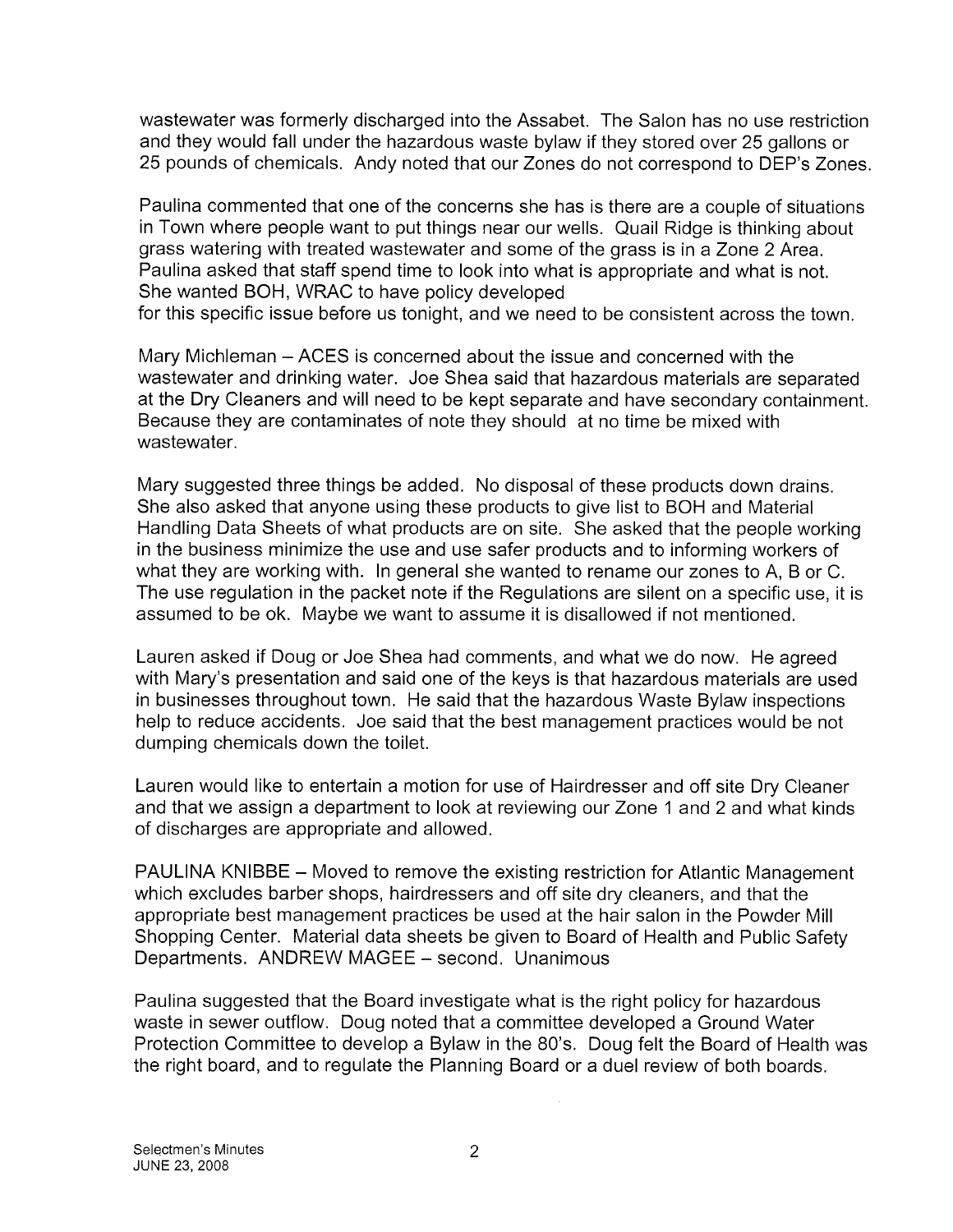wastewater was formerly discharged into the Assabet. The Salon has no use restriction and they would fall under the hazardous waste bylaw if they stored over 25 gallons or 25 pounds of chemicals. Andy noted that our Zones do not correspond to DEP's Zones.

Paulina commented that one of the concerns she has is there are a couple of situations in Town where people want to put things near our wells. Quail Ridge is thinking about grass watering with treated wastewater and some of the grass is in a Zone 2 Area. Paulina asked that staff spend time to look into what is appropriate and what is not. She wanted BOH, WRAC to have policy developed
for this specific issue before us tonight, and we need to be consistent across the town.

Mary Michleman – ACES is concerned about the issue and concerned with the wastewater and drinking water. Joe Shea said that hazardous materials are separated at the Dry Cleaners and will need to be kept separate and have secondary containment. Because they are contaminates of note they should at no time be mixed with wastewater.

Mary suggested three things be added. No disposal of these products down drains. She also asked that anyone using these products to give list to BOH and Material Handling Data Sheets of what products are on site. She asked that the people working in the business minimize the use and use safer products and to informing workers of what they are working with. In general she wanted to rename our zones to A, B or C. The use regulation in the packet note if the Regulations are silent on a specific use, it is assumed to be ok. Maybe we want to assume it is disallowed if not mentioned.

Lauren asked if Doug or Joe Shea had comments, and what we do now. He agreed with Mary's presentation and said one of the keys is that hazardous materials are used in businesses throughout town. He said that the hazardous Waste Bylaw inspections help to reduce accidents. Joe said that the best management practices would be not dumping chemicals down the toilet.

Lauren would like to entertain a motion for use of Hairdresser and off site Dry Cleaner and that we assign a department to look at reviewing our Zone 1 and 2 and what kinds of discharges are appropriate and allowed.

PAULINA KNIBBE – Moved to remove the existing restriction for Atlantic Management which excludes barber shops, hairdressers and off site dry cleaners, and that the appropriate best management practices be used at the hair salon in the Powder Mill Shopping Center. Material data sheets be given to Board of Health and Public Safety Departments. ANDREW MAGEE – second. Unanimous

Paulina suggested that the Board investigate what is the right policy for hazardous waste in sewer outflow. Doug noted that a committee developed a Ground Water Protection Committee to develop a Bylaw in the 80's. Doug felt the Board of Health was the right board, and to regulate the Planning Board or a duel review of both boards.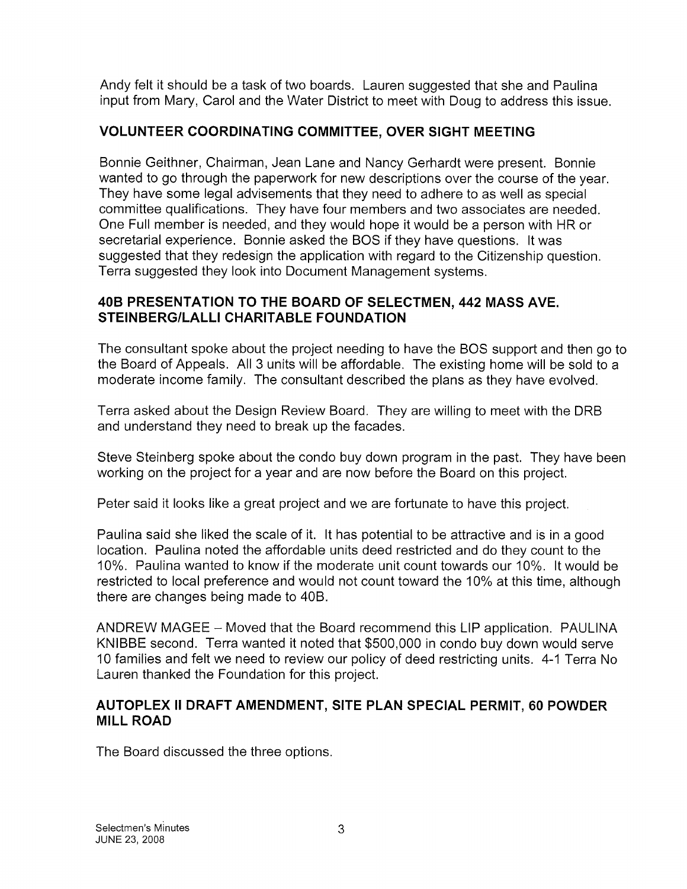Andy felt it should be a task of two boards. Lauren suggested that she and Paulina input from Mary, Carol and the Water District to meet with Doug to address this issue.

## VOLUNTEER COORDINATING COMMITTEE, OVER SIGHT MEETING

Bonnie Geithner, Chairman, Jean Lane and Nancy Gerhardt were present. Bonnie wanted to go through the paperwork for new descriptions over the course of the year. They have some legal advisements that they need to adhere to as well as special committee qualifications. They have four members and two associates are needed. One Full member is needed, and they would hope it would be a person with HR or secretarial experience. Bonnie asked the BOS if they have questions. It was suggested that they redesign the application with regard to the Citizenship question. Terra suggested they look into Document Management systems.

## 40B PRESENTATION TO THE BOARD OF SELECTMEN, 442 MASS AVE. STEINBERG/LALLI CHARITABLE FOUNDATION

The consultant spoke about the project needing to have the BOS support and then go to the Board of Appeals. All 3 units will be affordable. The existing home will be sold to a moderate income family. The consultant described the plans as they have evolved.

Terra asked about the Design Review Board. They are willing to meet with the DRB and understand they need to break up the facades.

Steve Steinberg spoke about the condo buy down program in the past. They have been working on the project for a year and are now before the Board on this project.

Peter said it looks like a great project and we are fortunate to have this project.

Paulina said she liked the scale of it. It has potential to be attractive and is in a good location. Paulina noted the affordable units deed restricted and do they count to the 10%. Paulina wanted to know if the moderate unit count towards our 10%. It would be restricted to local preference and would not count toward the 10% at this time, although there are changes being made to 40B.

ANDREW MAGEE – Moved that the Board recommend this LIP application. PAULINA KNIBBE second. Terra wanted it noted that $500,000 in condo buy down would serve 10 families and felt we need to review our policy of deed restricting units. 4-1 Terra No Lauren thanked the Foundation for this project.

## AUTOPLEX II DRAFT AMENDMENT, SITE PLAN SPECIAL PERMIT, 60 POWDER MILL ROAD

The Board discussed the three options.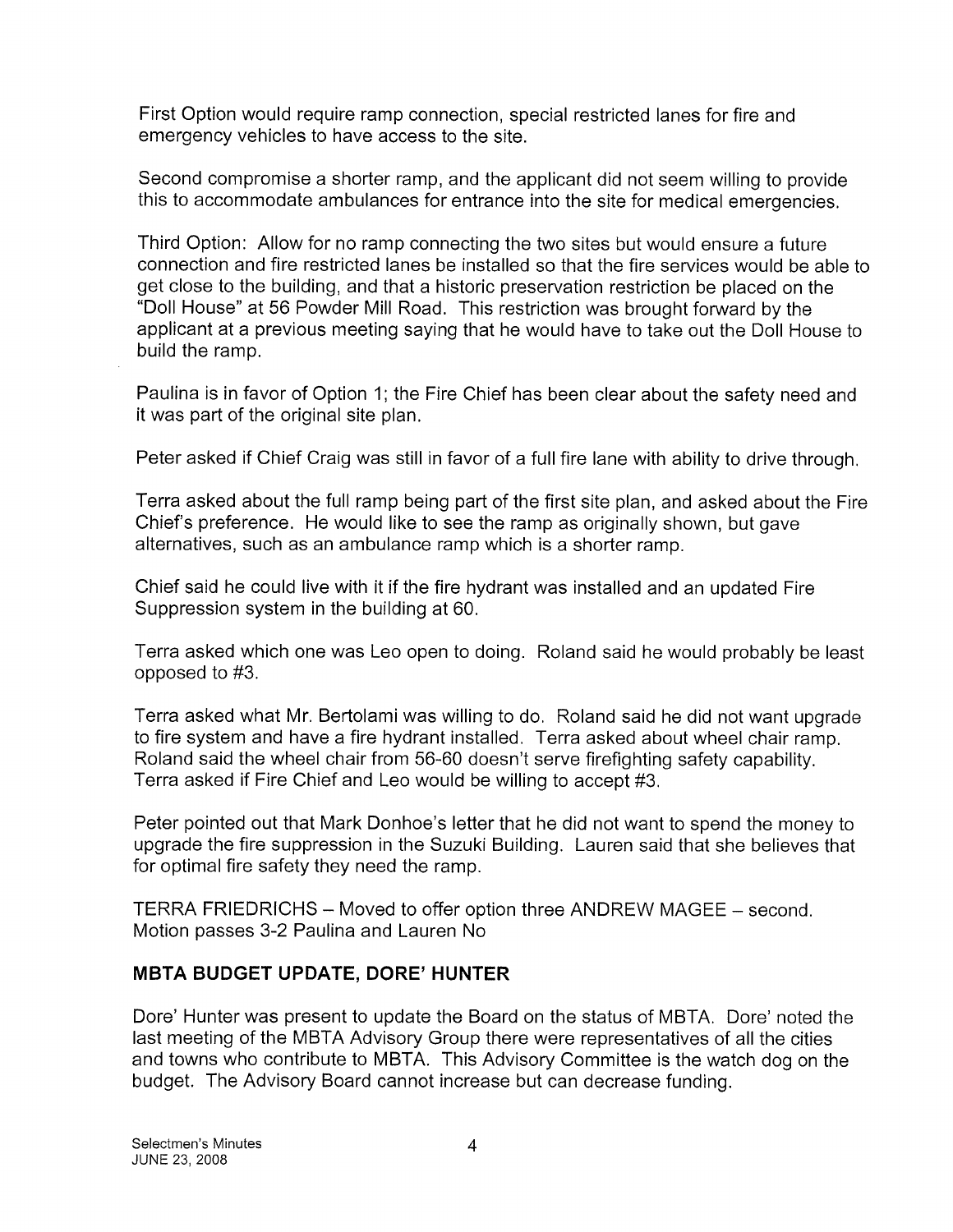First Option would require ramp connection, special restricted lanes for fire and emergency vehicles to have access to the site.

Second compromise a shorter ramp, and the applicant did not seem willing to provide this to accommodate ambulances for entrance into the site for medical emergencies.

Third Option: Allow for no ramp connecting the two sites but would ensure a future connection and fire restricted lanes be installed so that the fire services would be able to get close to the building, and that a historic preservation restriction be placed on the "Doll House" at 56 Powder Mill Road. This restriction was brought forward by the applicant at a previous meeting saying that he would have to take out the Doll House to build the ramp.

Paulina is in favor of Option 1; the Fire Chief has been clear about the safety need and it was part of the original site plan.

Peter asked if Chief Craig was still in favor of a full fire lane with ability to drive through.

Terra asked about the full ramp being part of the first site plan, and asked about the Fire Chief's preference. He would like to see the ramp as originally shown, but gave alternatives, such as an ambulance ramp which is a shorter ramp.

Chief said he could live with it if the fire hydrant was installed and an updated Fire Suppression system in the building at 60.

Terra asked which one was Leo open to doing. Roland said he would probably be least opposed to #3.

Terra asked what Mr. Bertolami was willing to do. Roland said he did not want upgrade to fire system and have a fire hydrant installed. Terra asked about wheel chair ramp. Roland said the wheel chair from 56-60 doesn't serve firefighting safety capability. Terra asked if Fire Chief and Leo would be willing to accept #3.

Peter pointed out that Mark Donhoe's letter that he did not want to spend the money to upgrade the fire suppression in the Suzuki Building. Lauren said that she believes that for optimal fire safety they need the ramp.

TERRA FRIEDRICHS – Moved to offer option three ANDREW MAGEE – second. Motion passes 3-2 Paulina and Lauren No

## MBTA BUDGET UPDATE, DORE' HUNTER

Dore' Hunter was present to update the Board on the status of MBTA. Dore' noted the last meeting of the MBTA Advisory Group there were representatives of all the cities and towns who contribute to MBTA. This Advisory Committee is the watch dog on the budget. The Advisory Board cannot increase but can decrease funding.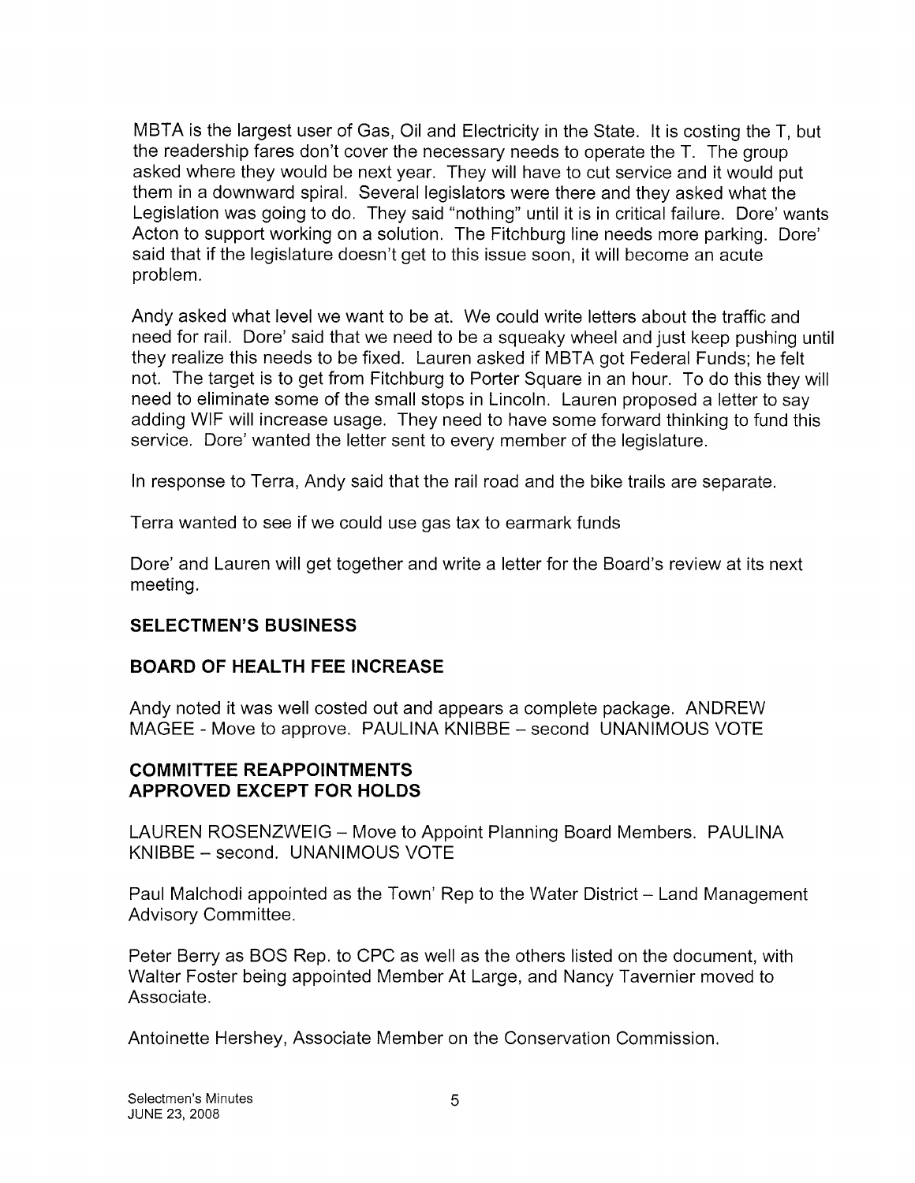MBTA is the largest user of Gas, Oil and Electricity in the State. It is costing the T, but the readership fares don't cover the necessary needs to operate the T. The group asked where they would be next year. They will have to cut service and it would put them in a downward spiral. Several legislators were there and they asked what the Legislation was going to do. They said "nothing" until it is in critical failure. Dore' wants Acton to support working on a solution. The Fitchburg line needs more parking. Dore' said that if the legislature doesn't get to this issue soon, it will become an acute problem.

Andy asked what level we want to be at. We could write letters about the traffic and need for rail. Dore' said that we need to be a squeaky wheel and just keep pushing until they realize this needs to be fixed. Lauren asked if MBTA got Federal Funds; he felt not. The target is to get from Fitchburg to Porter Square in an hour. To do this they will need to eliminate some of the small stops in Lincoln. Lauren proposed a letter to say adding WIF will increase usage. They need to have some forward thinking to fund this service. Dore' wanted the letter sent to every member of the legislature.

In response to Terra, Andy said that the rail road and the bike trails are separate.

Terra wanted to see if we could use gas tax to earmark funds

Dore' and Lauren will get together and write a letter for the Board's review at its next meeting.

**SELECTMEN'S BUSINESS**

**BOARD OF HEALTH FEE INCREASE**

Andy noted it was well costed out and appears a complete package. ANDREW MAGEE - Move to approve. PAULINA KNIBBE – second UNANIMOUS VOTE

**COMMITTEE REAPPOINTMENTS**
**APPROVED EXCEPT FOR HOLDS**

LAUREN ROSENZWEIG – Move to Appoint Planning Board Members. PAULINA KNIBBE – second. UNANIMOUS VOTE

Paul Malchodi appointed as the Town' Rep to the Water District – Land Management Advisory Committee.

Peter Berry as BOS Rep. to CPC as well as the others listed on the document, with Walter Foster being appointed Member At Large, and Nancy Tavernier moved to Associate.

Antoinette Hershey, Associate Member on the Conservation Commission.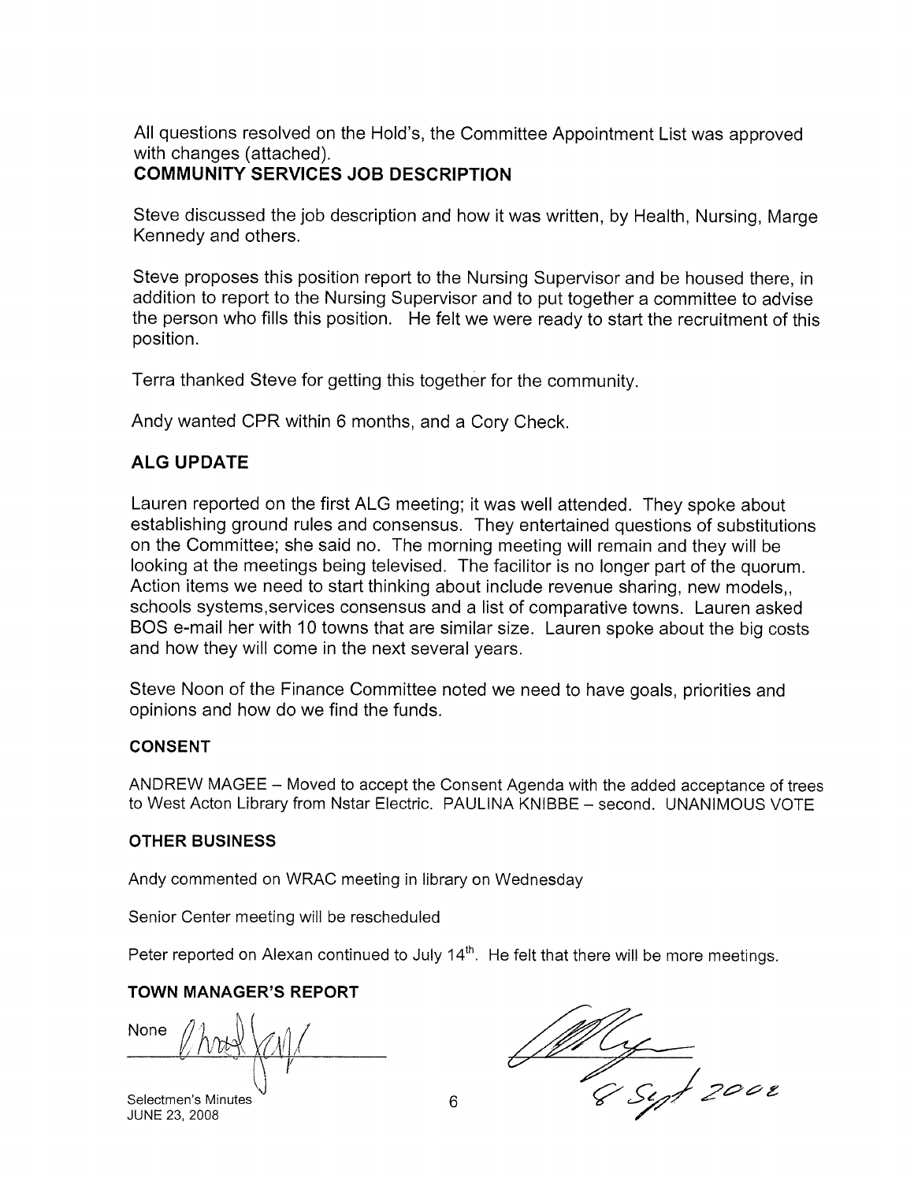All questions resolved on the Hold's, the Committee Appointment List was approved with changes (attached).

**COMMUNITY SERVICES JOB DESCRIPTION**

Steve discussed the job description and how it was written, by Health, Nursing, Marge Kennedy and others.

Steve proposes this position report to the Nursing Supervisor and be housed there, in addition to report to the Nursing Supervisor and to put together a committee to advise the person who fills this position. He felt we were ready to start the recruitment of this position.

Terra thanked Steve for getting this together for the community.

Andy wanted CPR within 6 months, and a Cory Check.

## ALG UPDATE

Lauren reported on the first ALG meeting; it was well attended. They spoke about establishing ground rules and consensus. They entertained questions of substitutions on the Committee; she said no. The morning meeting will remain and they will be looking at the meetings being televised. The facilitor is no longer part of the quorum. Action items we need to start thinking about include revenue sharing, new models,, schools systems,services consensus and a list of comparative towns. Lauren asked BOS e-mail her with 10 towns that are similar size. Lauren spoke about the big costs and how they will come in the next several years.

Steve Noon of the Finance Committee noted we need to have goals, priorities and opinions and how do we find the funds.

**CONSENT**

ANDREW MAGEE – Moved to accept the Consent Agenda with the added acceptance of trees to West Acton Library from Nstar Electric. PAULINA KNIBBE – second. UNANIMOUS VOTE

**OTHER BUSINESS**

Andy commented on WRAC meeting in library on Wednesday

Senior Center meeting will be rescheduled

Peter reported on Alexan continued to July 14th. He felt that there will be more meetings.

**TOWN MANAGER'S REPORT**

None

8 Sept 2008

Selectmen's Minutes
JUNE 23, 2008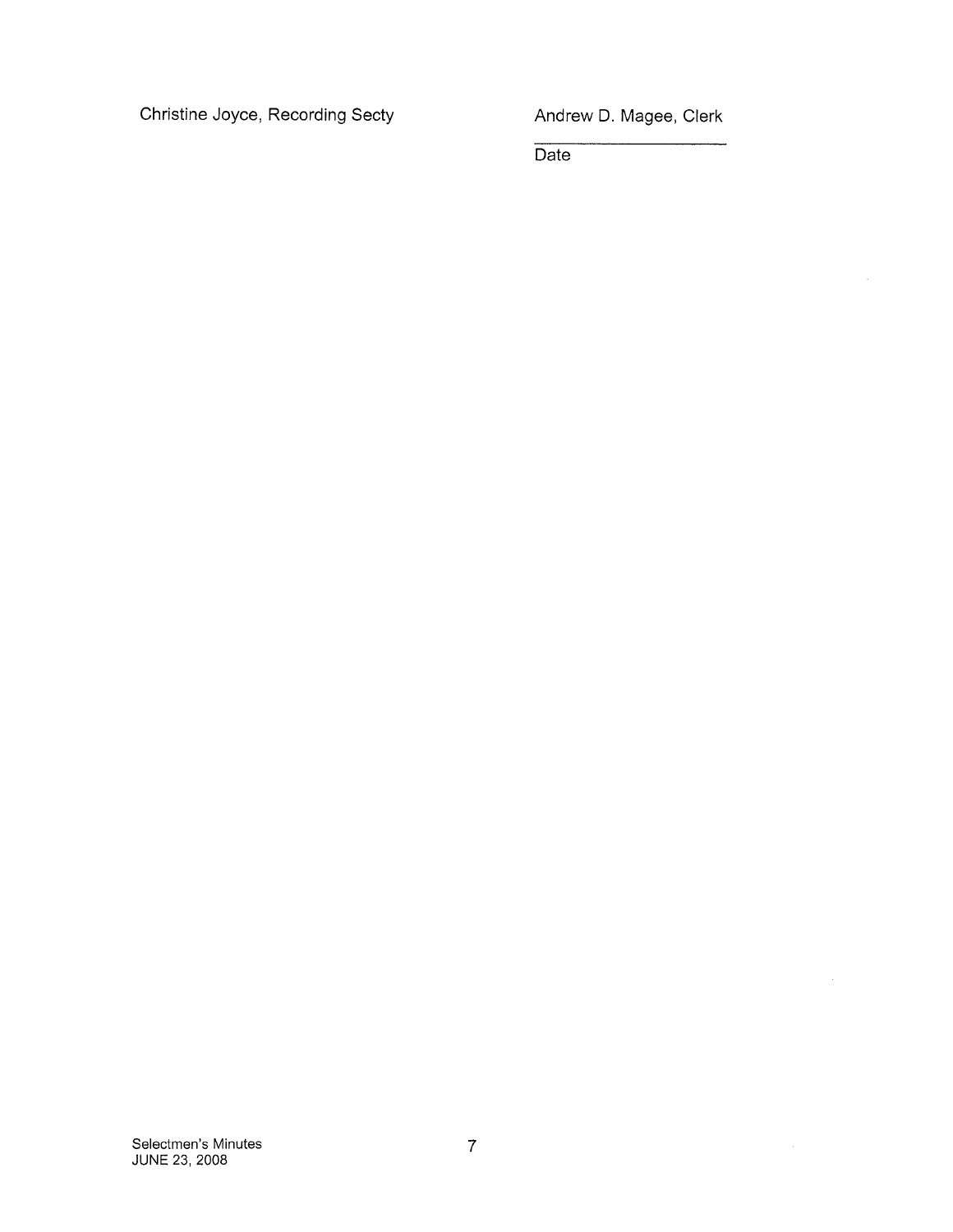Christine Joyce, Recording Secty

Andrew D. Magee, Clerk

_______________________
Date